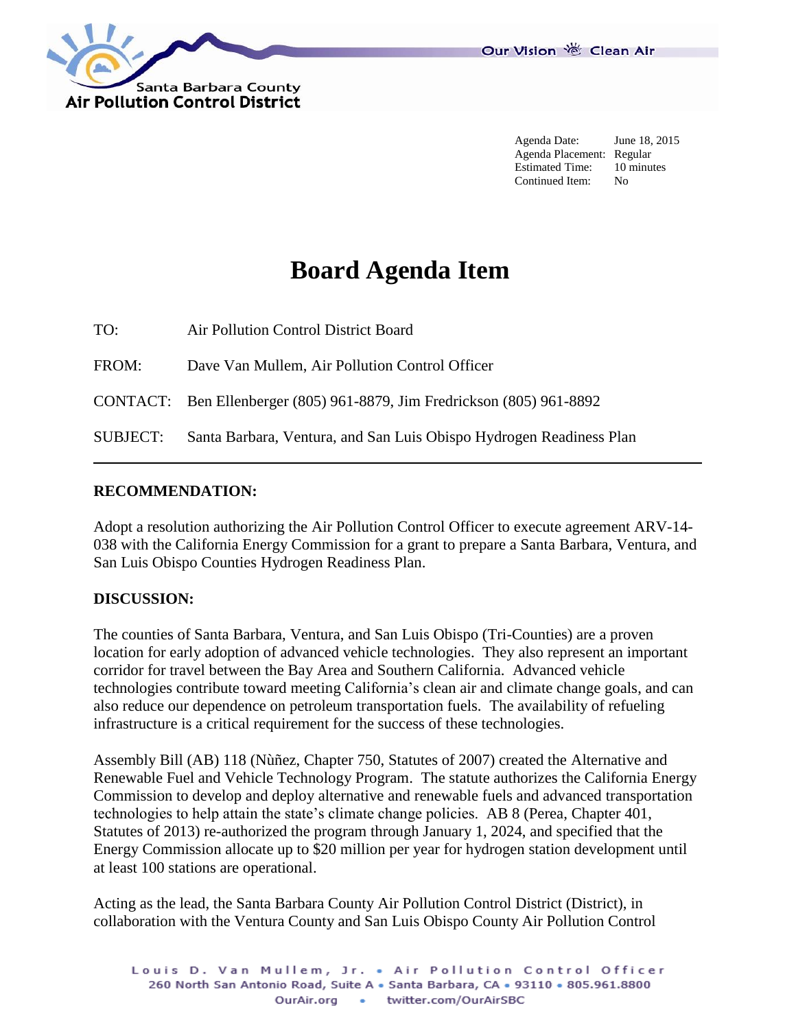Santa Barbara County
Air Pollution Control District

Our Vision ☼ Clean Air

| | |
|---|---|
| Agenda Date: | June 18, 2015 |
| Agenda Placement: | Regular |
| Estimated Time: | 10 minutes |
| Continued Item: | No |

# Board Agenda Item

TO: Air Pollution Control District Board

FROM: Dave Van Mullem, Air Pollution Control Officer

CONTACT: Ben Ellenberger (805) 961-8879, Jim Fredrickson (805) 961-8892

SUBJECT: Santa Barbara, Ventura, and San Luis Obispo Hydrogen Readiness Plan

---

**RECOMMENDATION:**

Adopt a resolution authorizing the Air Pollution Control Officer to execute agreement ARV-14-038 with the California Energy Commission for a grant to prepare a Santa Barbara, Ventura, and San Luis Obispo Counties Hydrogen Readiness Plan.

**DISCUSSION:**

The counties of Santa Barbara, Ventura, and San Luis Obispo (Tri-Counties) are a proven location for early adoption of advanced vehicle technologies. They also represent an important corridor for travel between the Bay Area and Southern California. Advanced vehicle technologies contribute toward meeting California's clean air and climate change goals, and can also reduce our dependence on petroleum transportation fuels. The availability of refueling infrastructure is a critical requirement for the success of these technologies.

Assembly Bill (AB) 118 (Nùñez, Chapter 750, Statutes of 2007) created the Alternative and Renewable Fuel and Vehicle Technology Program. The statute authorizes the California Energy Commission to develop and deploy alternative and renewable fuels and advanced transportation technologies to help attain the state's climate change policies. AB 8 (Perea, Chapter 401, Statutes of 2013) re-authorized the program through January 1, 2024, and specified that the Energy Commission allocate up to $20 million per year for hydrogen station development until at least 100 stations are operational.

Acting as the lead, the Santa Barbara County Air Pollution Control District (District), in collaboration with the Ventura County and San Luis Obispo County Air Pollution Control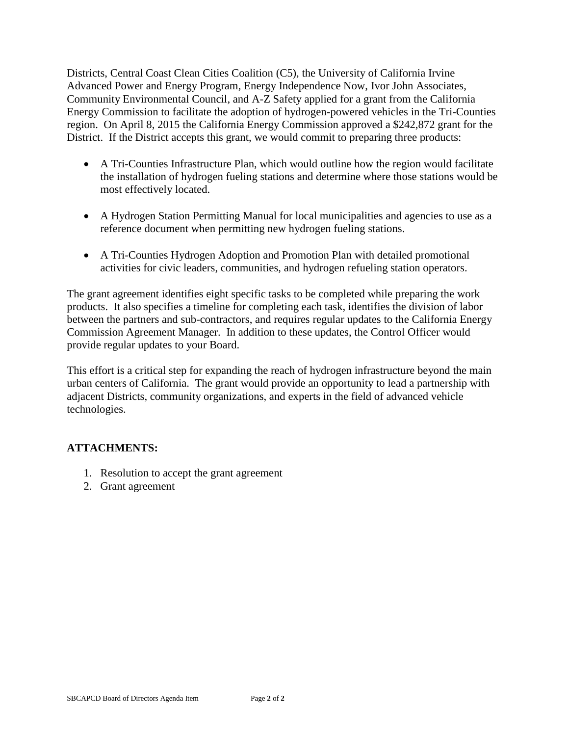Districts, Central Coast Clean Cities Coalition (C5), the University of California Irvine Advanced Power and Energy Program, Energy Independence Now, Ivor John Associates, Community Environmental Council, and A-Z Safety applied for a grant from the California Energy Commission to facilitate the adoption of hydrogen-powered vehicles in the Tri-Counties region. On April 8, 2015 the California Energy Commission approved a $242,872 grant for the District. If the District accepts this grant, we would commit to preparing three products:

- A Tri-Counties Infrastructure Plan, which would outline how the region would facilitate the installation of hydrogen fueling stations and determine where those stations would be most effectively located.

- A Hydrogen Station Permitting Manual for local municipalities and agencies to use as a reference document when permitting new hydrogen fueling stations.

- A Tri-Counties Hydrogen Adoption and Promotion Plan with detailed promotional activities for civic leaders, communities, and hydrogen refueling station operators.

The grant agreement identifies eight specific tasks to be completed while preparing the work products. It also specifies a timeline for completing each task, identifies the division of labor between the partners and sub-contractors, and requires regular updates to the California Energy Commission Agreement Manager. In addition to these updates, the Control Officer would provide regular updates to your Board.

This effort is a critical step for expanding the reach of hydrogen infrastructure beyond the main urban centers of California. The grant would provide an opportunity to lead a partnership with adjacent Districts, community organizations, and experts in the field of advanced vehicle technologies.

**ATTACHMENTS:**

1. Resolution to accept the grant agreement
2. Grant agreement